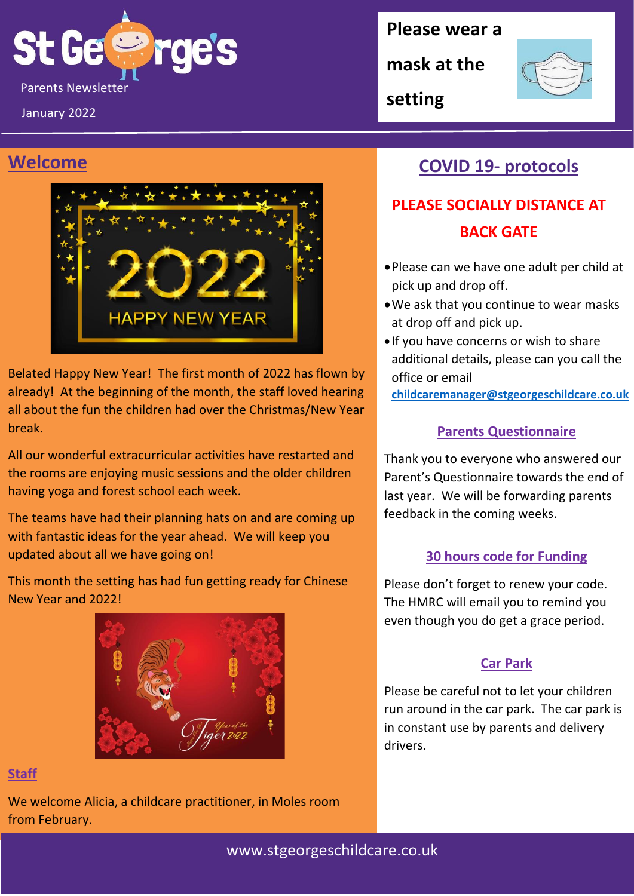# St George's

Parents Newsletter

January 2022

**Please wear a mask at the setting**

## Welcome

Belated Happy New Year! The first month of 2022 has flown by already! At the beginning of the month, the staff loved hearing all about the fun the children had over the Christmas/New Year break.

All our wonderful extracurricular activities have restarted and the rooms are enjoying music sessions and the older children having yoga and forest school each week.

The teams have had their planning hats on and are coming up with fantastic ideas for the year ahead. We will keep you updated about all we have going on!

This month the setting has had fun getting ready for Chinese New Year and 2022!

### Staff

We welcome Alicia, a childcare practitioner, in Moles room from February.

## COVID 19- protocols

**PLEASE SOCIALLY DISTANCE AT BACK GATE**

- Please can we have one adult per child at pick up and drop off.
- We ask that you continue to wear masks at drop off and pick up.
- If you have concerns or wish to share additional details, please can you call the office or email **childcaremanager@stgeorgeschildcare.co.uk**

### Parents Questionnaire

Thank you to everyone who answered our Parent's Questionnaire towards the end of last year. We will be forwarding parents feedback in the coming weeks.

### 30 hours code for Funding

Please don't forget to renew your code. The HMRC will email you to remind you even though you do get a grace period.

### Car Park

Please be careful not to let your children run around in the car park. The car park is in constant use by parents and delivery drivers.

www.stgeorgeschildcare.co.uk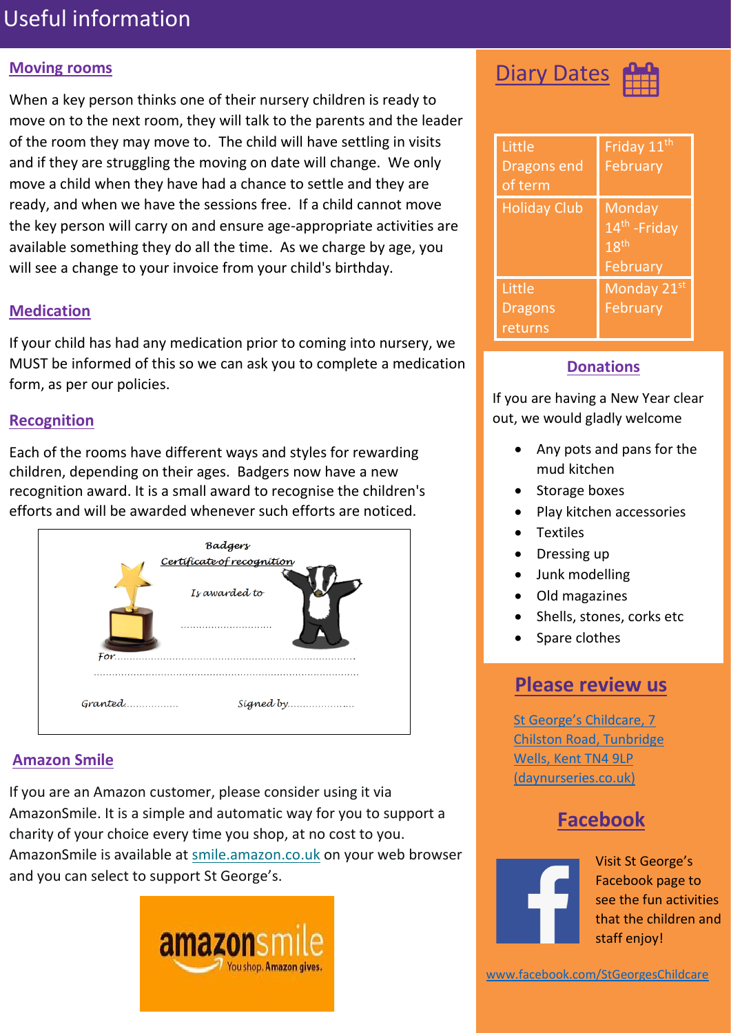# Useful information

## Moving rooms

When a key person thinks one of their nursery children is ready to move on to the next room, they will talk to the parents and the leader of the room they may move to. The child will have settling in visits and if they are struggling the moving on date will change. We only move a child when they have had a chance to settle and they are ready, and when we have the sessions free. If a child cannot move the key person will carry on and ensure age-appropriate activities are available something they do all the time. As we charge by age, you will see a change to your invoice from your child's birthday.

## Medication

If your child has had any medication prior to coming into nursery, we MUST be informed of this so we can ask you to complete a medication form, as per our policies.

## Recognition

Each of the rooms have different ways and styles for rewarding children, depending on their ages. Badgers now have a new recognition award. It is a small award to recognise the children's efforts and will be awarded whenever such efforts are noticed.

Badgers
Certificate of recognition
Is awarded to
..............................
For..............................................................................
..............................................................................
Granted.................. Signed by.....................

## Amazon Smile

If you are an Amazon customer, please consider using it via AmazonSmile. It is a simple and automatic way for you to support a charity of your choice every time you shop, at no cost to you. AmazonSmile is available at smile.amazon.co.uk on your web browser and you can select to support St George's.

amazonsmile You shop. Amazon gives.

## Diary Dates

| | |
|---|---|
| Little Dragons end of term | Friday 11th February |
| Holiday Club | Monday 14th -Friday 18th February |
| Little Dragons returns | Monday 21st February |

## Donations

If you are having a New Year clear out, we would gladly welcome

- Any pots and pans for the mud kitchen
- Storage boxes
- Play kitchen accessories
- Textiles
- Dressing up
- Junk modelling
- Old magazines
- Shells, stones, corks etc
- Spare clothes

## Please review us

St George's Childcare, 7 Chilston Road, Tunbridge Wells, Kent TN4 9LP (daynurseries.co.uk)

## Facebook

Visit St George's Facebook page to see the fun activities that the children and staff enjoy!

www.facebook.com/StGeorgesChildcare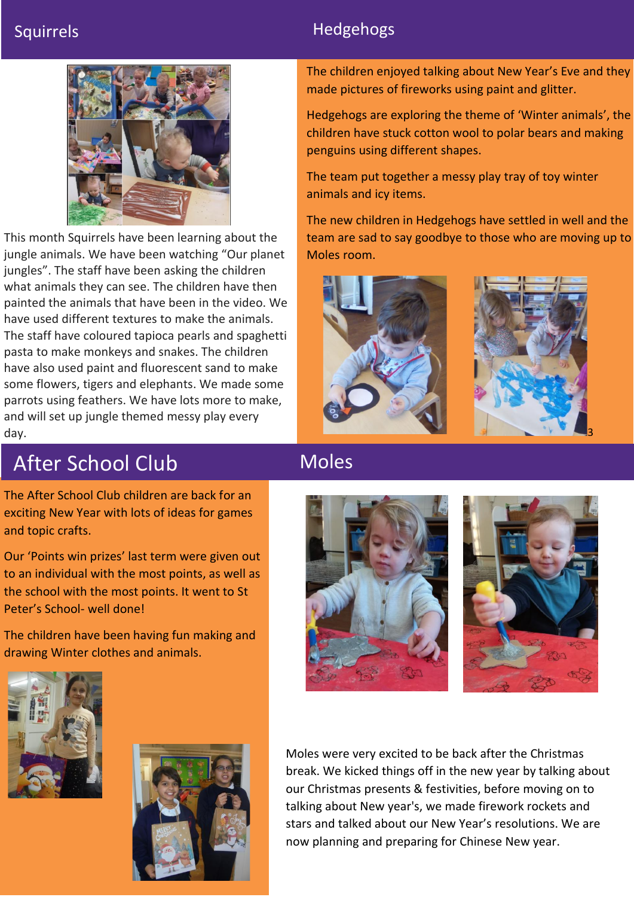## Squirrels

This month Squirrels have been learning about the jungle animals. We have been watching “Our planet jungles”. The staff have been asking the children what animals they can see. The children have then painted the animals that have been in the video. We have used different textures to make the animals. The staff have coloured tapioca pearls and spaghetti pasta to make monkeys and snakes. The children have also used paint and fluorescent sand to make some flowers, tigers and elephants. We made some parrots using feathers. We have lots more to make, and will set up jungle themed messy play every day.

## Hedgehogs

The children enjoyed talking about New Year’s Eve and they made pictures of fireworks using paint and glitter.

Hedgehogs are exploring the theme of ‘Winter animals’, the children have stuck cotton wool to polar bears and making penguins using different shapes.

The team put together a messy play tray of toy winter animals and icy items.

The new children in Hedgehogs have settled in well and the team are sad to say goodbye to those who are moving up to Moles room.

## After School Club

The After School Club children are back for an exciting New Year with lots of ideas for games and topic crafts.

Our ‘Points win prizes’ last term were given out to an individual with the most points, as well as the school with the most points. It went to St Peter’s School- well done!

The children have been having fun making and drawing Winter clothes and animals.

## Moles

Moles were very excited to be back after the Christmas break. We kicked things off in the new year by talking about our Christmas presents & festivities, before moving on to talking about New year's, we made firework rockets and stars and talked about our New Year’s resolutions. We are now planning and preparing for Chinese New year.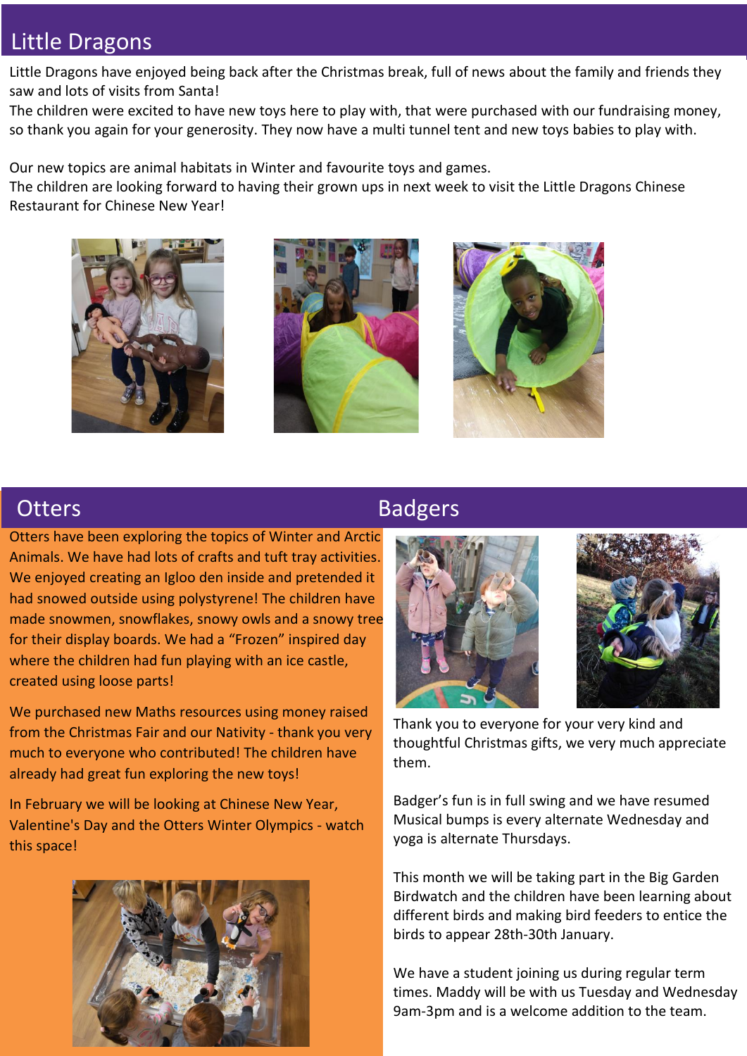## Little Dragons

Little Dragons have enjoyed being back after the Christmas break, full of news about the family and friends they saw and lots of visits from Santa!
The children were excited to have new toys here to play with, that were purchased with our fundraising money, so thank you again for your generosity. They now have a multi tunnel tent and new toys babies to play with.

Our new topics are animal habitats in Winter and favourite toys and games.
The children are looking forward to having their grown ups in next week to visit the Little Dragons Chinese Restaurant for Chinese New Year!

## Otters

Otters have been exploring the topics of Winter and Arctic Animals. We have had lots of crafts and tuft tray activities. We enjoyed creating an Igloo den inside and pretended it had snowed outside using polystyrene! The children have made snowmen, snowflakes, snowy owls and a snowy tree for their display boards. We had a "Frozen" inspired day where the children had fun playing with an ice castle, created using loose parts!

We purchased new Maths resources using money raised from the Christmas Fair and our Nativity - thank you very much to everyone who contributed! The children have already had great fun exploring the new toys!

In February we will be looking at Chinese New Year, Valentine's Day and the Otters Winter Olympics - watch this space!

## Badgers

Thank you to everyone for your very kind and thoughtful Christmas gifts, we very much appreciate them.

Badger's fun is in full swing and we have resumed Musical bumps is every alternate Wednesday and yoga is alternate Thursdays.

This month we will be taking part in the Big Garden Birdwatch and the children have been learning about different birds and making bird feeders to entice the birds to appear 28th-30th January.

We have a student joining us during regular term times. Maddy will be with us Tuesday and Wednesday 9am-3pm and is a welcome addition to the team.